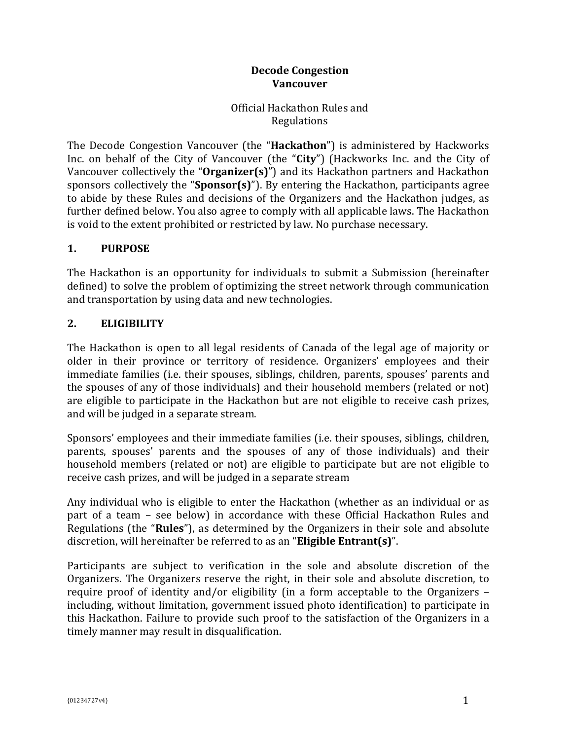# Decode Congestion Vancouver

Official Hackathon Rules and Regulations

The Decode Congestion Vancouver (the "**Hackathon**") is administered by Hackworks Inc. on behalf of the City of Vancouver (the "**City**") (Hackworks Inc. and the City of Vancouver collectively the "**Organizer(s)**") and its Hackathon partners and Hackathon sponsors collectively the "**Sponsor(s)**"). By entering the Hackathon, participants agree to abide by these Rules and decisions of the Organizers and the Hackathon judges, as further defined below. You also agree to comply with all applicable laws. The Hackathon is void to the extent prohibited or restricted by law. No purchase necessary.

## 1. PURPOSE

The Hackathon is an opportunity for individuals to submit a Submission (hereinafter defined) to solve the problem of optimizing the street network through communication and transportation by using data and new technologies.

## 2. ELIGIBILITY

The Hackathon is open to all legal residents of Canada of the legal age of majority or older in their province or territory of residence. Organizers' employees and their immediate families (i.e. their spouses, siblings, children, parents, spouses' parents and the spouses of any of those individuals) and their household members (related or not) are eligible to participate in the Hackathon but are not eligible to receive cash prizes, and will be judged in a separate stream.

Sponsors' employees and their immediate families (i.e. their spouses, siblings, children, parents, spouses' parents and the spouses of any of those individuals) and their household members (related or not) are eligible to participate but are not eligible to receive cash prizes, and will be judged in a separate stream

Any individual who is eligible to enter the Hackathon (whether as an individual or as part of a team – see below) in accordance with these Official Hackathon Rules and Regulations (the "**Rules**"), as determined by the Organizers in their sole and absolute discretion, will hereinafter be referred to as an "**Eligible Entrant(s)**".

Participants are subject to verification in the sole and absolute discretion of the Organizers. The Organizers reserve the right, in their sole and absolute discretion, to require proof of identity and/or eligibility (in a form acceptable to the Organizers – including, without limitation, government issued photo identification) to participate in this Hackathon. Failure to provide such proof to the satisfaction of the Organizers in a timely manner may result in disqualification.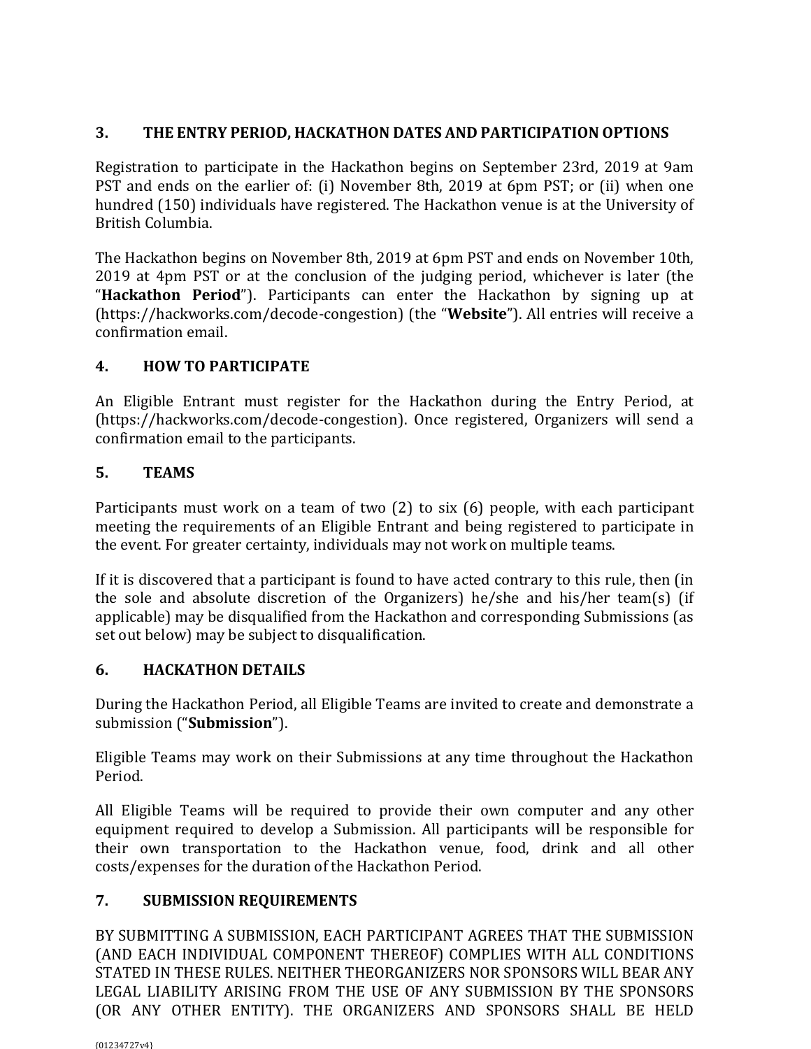## 3. THE ENTRY PERIOD, HACKATHON DATES AND PARTICIPATION OPTIONS

Registration to participate in the Hackathon begins on September 23rd, 2019 at 9am PST and ends on the earlier of: (i) November 8th, 2019 at 6pm PST; or (ii) when one hundred (150) individuals have registered. The Hackathon venue is at the University of British Columbia.

The Hackathon begins on November 8th, 2019 at 6pm PST and ends on November 10th, 2019 at 4pm PST or at the conclusion of the judging period, whichever is later (the "**Hackathon Period**"). Participants can enter the Hackathon by signing up at (https://hackworks.com/decode-congestion) (the "**Website**"). All entries will receive a confirmation email.

## 4. HOW TO PARTICIPATE

An Eligible Entrant must register for the Hackathon during the Entry Period, at (https://hackworks.com/decode-congestion). Once registered, Organizers will send a confirmation email to the participants.

## 5. TEAMS

Participants must work on a team of two (2) to six (6) people, with each participant meeting the requirements of an Eligible Entrant and being registered to participate in the event. For greater certainty, individuals may not work on multiple teams.

If it is discovered that a participant is found to have acted contrary to this rule, then (in the sole and absolute discretion of the Organizers) he/she and his/her team(s) (if applicable) may be disqualified from the Hackathon and corresponding Submissions (as set out below) may be subject to disqualification.

## 6. HACKATHON DETAILS

During the Hackathon Period, all Eligible Teams are invited to create and demonstrate a submission ("**Submission**").

Eligible Teams may work on their Submissions at any time throughout the Hackathon Period.

All Eligible Teams will be required to provide their own computer and any other equipment required to develop a Submission. All participants will be responsible for their own transportation to the Hackathon venue, food, drink and all other costs/expenses for the duration of the Hackathon Period.

## 7. SUBMISSION REQUIREMENTS

BY SUBMITTING A SUBMISSION, EACH PARTICIPANT AGREES THAT THE SUBMISSION (AND EACH INDIVIDUAL COMPONENT THEREOF) COMPLIES WITH ALL CONDITIONS STATED IN THESE RULES. NEITHER THEORGANIZERS NOR SPONSORS WILL BEAR ANY LEGAL LIABILITY ARISING FROM THE USE OF ANY SUBMISSION BY THE SPONSORS (OR ANY OTHER ENTITY). THE ORGANIZERS AND SPONSORS SHALL BE HELD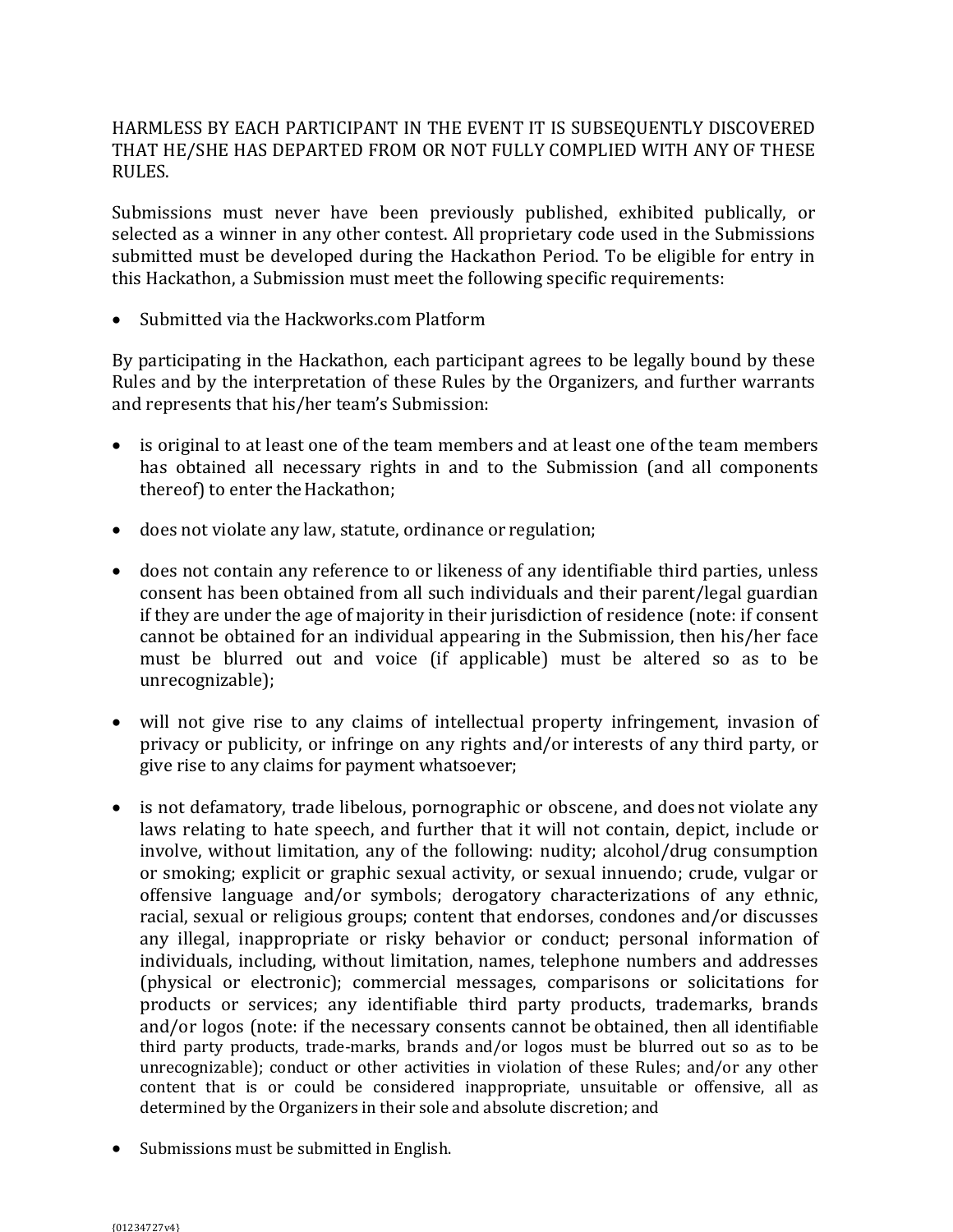HARMLESS BY EACH PARTICIPANT IN THE EVENT IT IS SUBSEQUENTLY DISCOVERED THAT HE/SHE HAS DEPARTED FROM OR NOT FULLY COMPLIED WITH ANY OF THESE RULES.

Submissions must never have been previously published, exhibited publically, or selected as a winner in any other contest. All proprietary code used in the Submissions submitted must be developed during the Hackathon Period. To be eligible for entry in this Hackathon, a Submission must meet the following specific requirements:

- Submitted via the Hackworks.com Platform

By participating in the Hackathon, each participant agrees to be legally bound by these Rules and by the interpretation of these Rules by the Organizers, and further warrants and represents that his/her team's Submission:

- is original to at least one of the team members and at least one of the team members has obtained all necessary rights in and to the Submission (and all components thereof) to enter the Hackathon;
- does not violate any law, statute, ordinance or regulation;
- does not contain any reference to or likeness of any identifiable third parties, unless consent has been obtained from all such individuals and their parent/legal guardian if they are under the age of majority in their jurisdiction of residence (note: if consent cannot be obtained for an individual appearing in the Submission, then his/her face must be blurred out and voice (if applicable) must be altered so as to be unrecognizable);
- will not give rise to any claims of intellectual property infringement, invasion of privacy or publicity, or infringe on any rights and/or interests of any third party, or give rise to any claims for payment whatsoever;
- is not defamatory, trade libelous, pornographic or obscene, and does not violate any laws relating to hate speech, and further that it will not contain, depict, include or involve, without limitation, any of the following: nudity; alcohol/drug consumption or smoking; explicit or graphic sexual activity, or sexual innuendo; crude, vulgar or offensive language and/or symbols; derogatory characterizations of any ethnic, racial, sexual or religious groups; content that endorses, condones and/or discusses any illegal, inappropriate or risky behavior or conduct; personal information of individuals, including, without limitation, names, telephone numbers and addresses (physical or electronic); commercial messages, comparisons or solicitations for products or services; any identifiable third party products, trademarks, brands and/or logos (note: if the necessary consents cannot be obtained, then all identifiable third party products, trade-marks, brands and/or logos must be blurred out so as to be unrecognizable); conduct or other activities in violation of these Rules; and/or any other content that is or could be considered inappropriate, unsuitable or offensive, all as determined by the Organizers in their sole and absolute discretion; and
- Submissions must be submitted in English.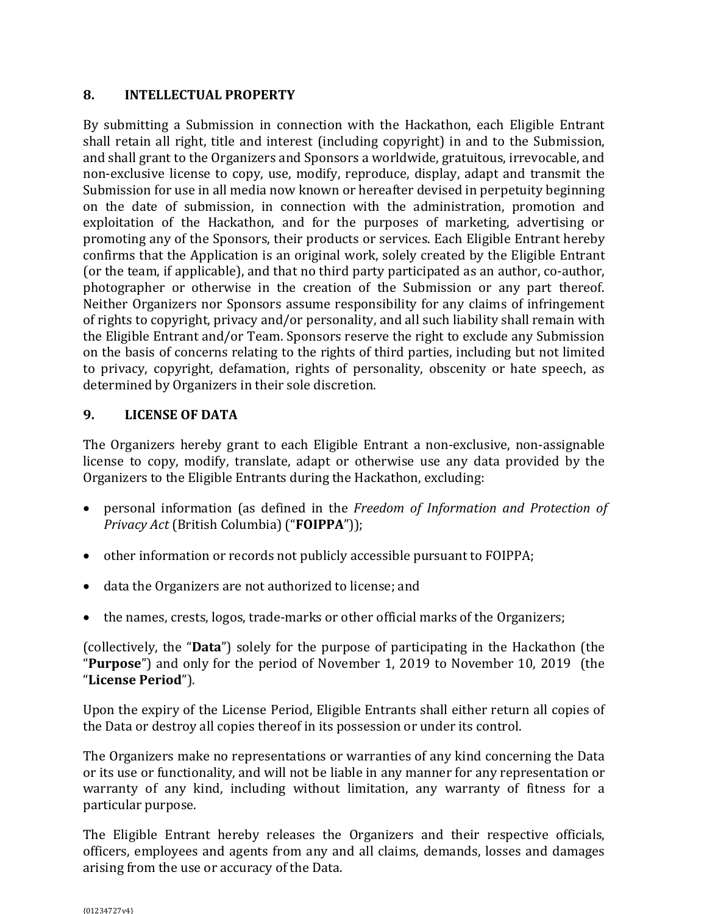## 8. INTELLECTUAL PROPERTY

By submitting a Submission in connection with the Hackathon, each Eligible Entrant shall retain all right, title and interest (including copyright) in and to the Submission, and shall grant to the Organizers and Sponsors a worldwide, gratuitous, irrevocable, and non-exclusive license to copy, use, modify, reproduce, display, adapt and transmit the Submission for use in all media now known or hereafter devised in perpetuity beginning on the date of submission, in connection with the administration, promotion and exploitation of the Hackathon, and for the purposes of marketing, advertising or promoting any of the Sponsors, their products or services. Each Eligible Entrant hereby confirms that the Application is an original work, solely created by the Eligible Entrant (or the team, if applicable), and that no third party participated as an author, co-author, photographer or otherwise in the creation of the Submission or any part thereof. Neither Organizers nor Sponsors assume responsibility for any claims of infringement of rights to copyright, privacy and/or personality, and all such liability shall remain with the Eligible Entrant and/or Team. Sponsors reserve the right to exclude any Submission on the basis of concerns relating to the rights of third parties, including but not limited to privacy, copyright, defamation, rights of personality, obscenity or hate speech, as determined by Organizers in their sole discretion.

## 9. LICENSE OF DATA

The Organizers hereby grant to each Eligible Entrant a non-exclusive, non-assignable license to copy, modify, translate, adapt or otherwise use any data provided by the Organizers to the Eligible Entrants during the Hackathon, excluding:

- personal information (as defined in the *Freedom of Information and Protection of Privacy Act* (British Columbia) ("**FOIPPA**"));
- other information or records not publicly accessible pursuant to FOIPPA;
- data the Organizers are not authorized to license; and
- the names, crests, logos, trade-marks or other official marks of the Organizers;

(collectively, the "**Data**") solely for the purpose of participating in the Hackathon (the "**Purpose**") and only for the period of November 1, 2019 to November 10, 2019 (the "**License Period**").

Upon the expiry of the License Period, Eligible Entrants shall either return all copies of the Data or destroy all copies thereof in its possession or under its control.

The Organizers make no representations or warranties of any kind concerning the Data or its use or functionality, and will not be liable in any manner for any representation or warranty of any kind, including without limitation, any warranty of fitness for a particular purpose.

The Eligible Entrant hereby releases the Organizers and their respective officials, officers, employees and agents from any and all claims, demands, losses and damages arising from the use or accuracy of the Data.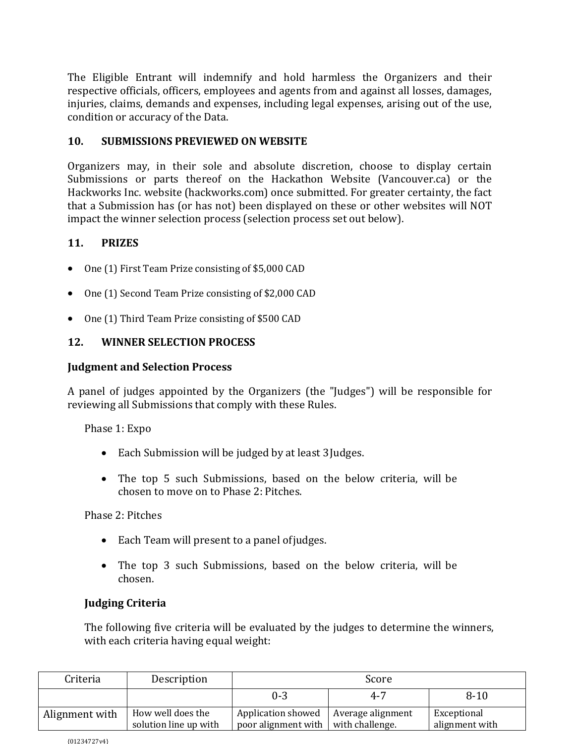The Eligible Entrant will indemnify and hold harmless the Organizers and their respective officials, officers, employees and agents from and against all losses, damages, injuries, claims, demands and expenses, including legal expenses, arising out of the use, condition or accuracy of the Data.

## 10. SUBMISSIONS PREVIEWED ON WEBSITE

Organizers may, in their sole and absolute discretion, choose to display certain Submissions or parts thereof on the Hackathon Website (Vancouver.ca) or the Hackworks Inc. website (hackworks.com) once submitted. For greater certainty, the fact that a Submission has (or has not) been displayed on these or other websites will NOT impact the winner selection process (selection process set out below).

## 11. PRIZES

- One (1) First Team Prize consisting of $5,000 CAD
- One (1) Second Team Prize consisting of $2,000 CAD
- One (1) Third Team Prize consisting of $500 CAD

## 12. WINNER SELECTION PROCESS

### Judgment and Selection Process

A panel of judges appointed by the Organizers (the "Judges") will be responsible for reviewing all Submissions that comply with these Rules.

Phase 1: Expo

- Each Submission will be judged by at least 3 Judges.
- The top 5 such Submissions, based on the below criteria, will be chosen to move on to Phase 2: Pitches.

Phase 2: Pitches

- Each Team will present to a panel of judges.
- The top 3 such Submissions, based on the below criteria, will be chosen.

### Judging Criteria

The following five criteria will be evaluated by the judges to determine the winners, with each criteria having equal weight:

| Criteria | Description | Score | | |
|---|---|---|---|---|
| | | 0-3 | 4-7 | 8-10 |
| Alignment with | How well does the solution line up with | Application showed poor alignment with | Average alignment with challenge. | Exceptional alignment with |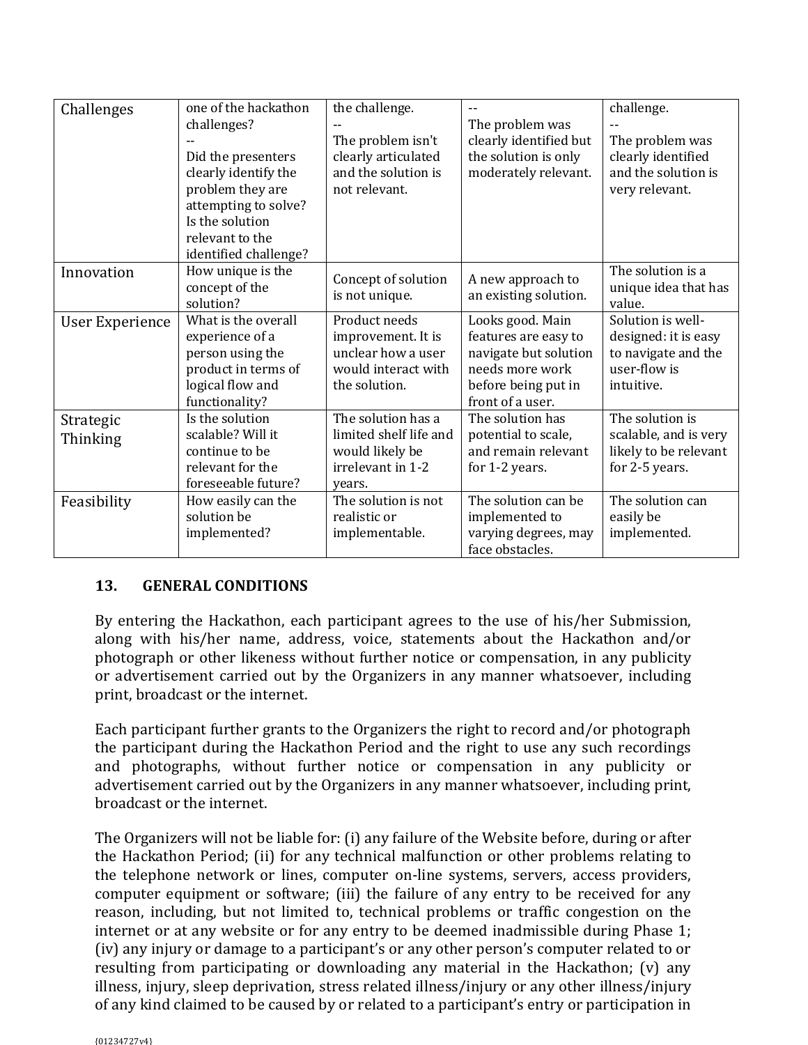| Challenges | one of the hackathon challenges? -- Did the presenters clearly identify the problem they are attempting to solve? Is the solution relevant to the identified challenge? | the challenge. -- The problem isn't clearly articulated and the solution is not relevant. | -- The problem was clearly identified but the solution is only moderately relevant. | challenge. -- The problem was clearly identified and the solution is very relevant. |
|---|---|---|---|---|
| Innovation | How unique is the concept of the solution? | Concept of solution is not unique. | A new approach to an existing solution. | The solution is a unique idea that has value. |
| User Experience | What is the overall experience of a person using the product in terms of logical flow and functionality? | Product needs improvement. It is unclear how a user would interact with the solution. | Looks good. Main features are easy to navigate but solution needs more work before being put in front of a user. | Solution is well-designed: it is easy to navigate and the user-flow is intuitive. |
| Strategic Thinking | Is the solution scalable? Will it continue to be relevant for the foreseeable future? | The solution has a limited shelf life and would likely be irrelevant in 1-2 years. | The solution has potential to scale, and remain relevant for 1-2 years. | The solution is scalable, and is very likely to be relevant for 2-5 years. |
| Feasibility | How easily can the solution be implemented? | The solution is not realistic or implementable. | The solution can be implemented to varying degrees, may face obstacles. | The solution can easily be implemented. |

## 13. GENERAL CONDITIONS

By entering the Hackathon, each participant agrees to the use of his/her Submission, along with his/her name, address, voice, statements about the Hackathon and/or photograph or other likeness without further notice or compensation, in any publicity or advertisement carried out by the Organizers in any manner whatsoever, including print, broadcast or the internet.

Each participant further grants to the Organizers the right to record and/or photograph the participant during the Hackathon Period and the right to use any such recordings and photographs, without further notice or compensation in any publicity or advertisement carried out by the Organizers in any manner whatsoever, including print, broadcast or the internet.

The Organizers will not be liable for: (i) any failure of the Website before, during or after the Hackathon Period; (ii) for any technical malfunction or other problems relating to the telephone network or lines, computer on-line systems, servers, access providers, computer equipment or software; (iii) the failure of any entry to be received for any reason, including, but not limited to, technical problems or traffic congestion on the internet or at any website or for any entry to be deemed inadmissible during Phase 1; (iv) any injury or damage to a participant's or any other person's computer related to or resulting from participating or downloading any material in the Hackathon; (v) any illness, injury, sleep deprivation, stress related illness/injury or any other illness/injury of any kind claimed to be caused by or related to a participant's entry or participation in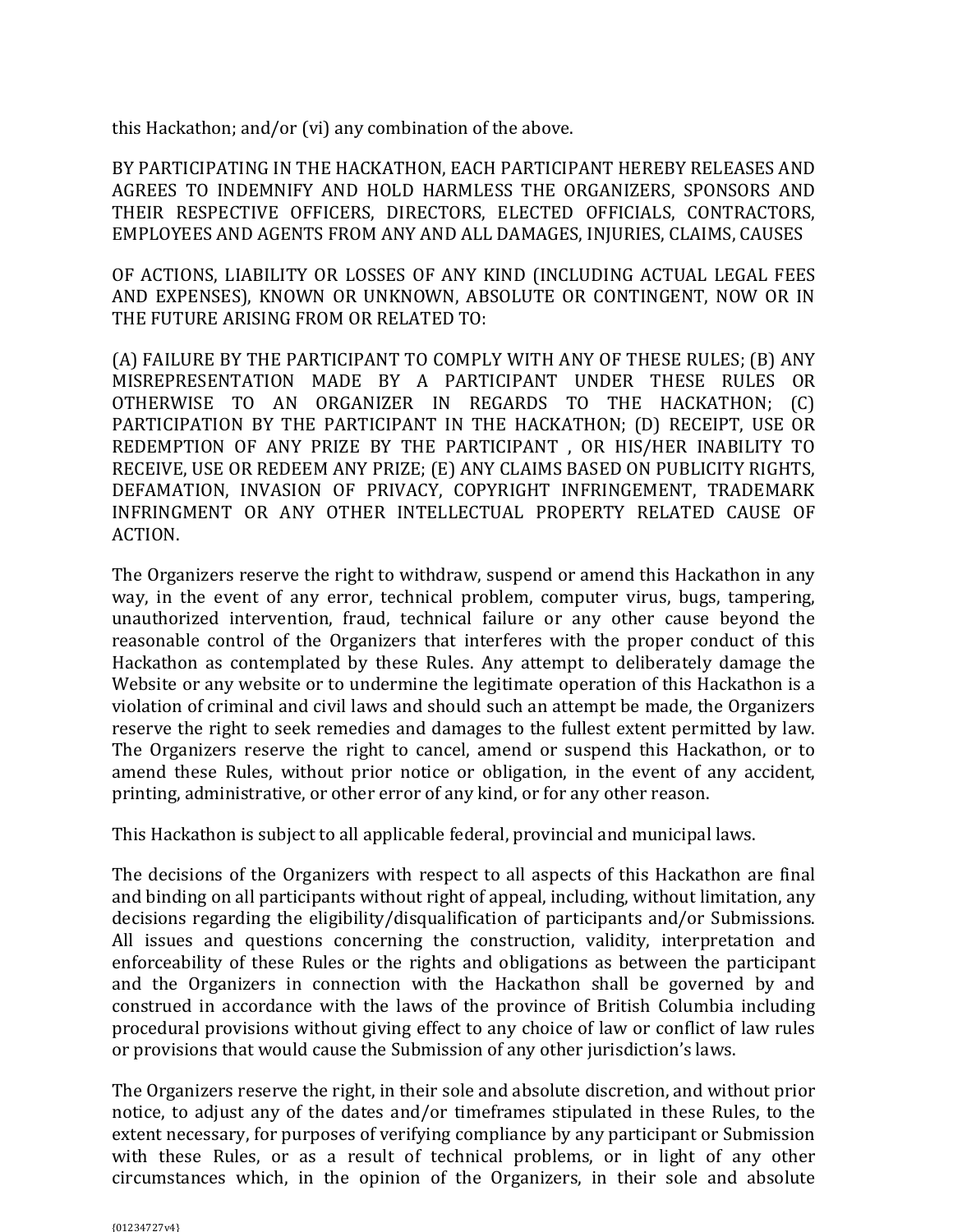this Hackathon; and/or (vi) any combination of the above.

BY PARTICIPATING IN THE HACKATHON, EACH PARTICIPANT HEREBY RELEASES AND AGREES TO INDEMNIFY AND HOLD HARMLESS THE ORGANIZERS, SPONSORS AND THEIR RESPECTIVE OFFICERS, DIRECTORS, ELECTED OFFICIALS, CONTRACTORS, EMPLOYEES AND AGENTS FROM ANY AND ALL DAMAGES, INJURIES, CLAIMS, CAUSES

OF ACTIONS, LIABILITY OR LOSSES OF ANY KIND (INCLUDING ACTUAL LEGAL FEES AND EXPENSES), KNOWN OR UNKNOWN, ABSOLUTE OR CONTINGENT, NOW OR IN THE FUTURE ARISING FROM OR RELATED TO:

(A) FAILURE BY THE PARTICIPANT TO COMPLY WITH ANY OF THESE RULES; (B) ANY MISREPRESENTATION MADE BY A PARTICIPANT UNDER THESE RULES OR OTHERWISE TO AN ORGANIZER IN REGARDS TO THE HACKATHON; (C) PARTICIPATION BY THE PARTICIPANT IN THE HACKATHON; (D) RECEIPT, USE OR REDEMPTION OF ANY PRIZE BY THE PARTICIPANT , OR HIS/HER INABILITY TO RECEIVE, USE OR REDEEM ANY PRIZE; (E) ANY CLAIMS BASED ON PUBLICITY RIGHTS, DEFAMATION, INVASION OF PRIVACY, COPYRIGHT INFRINGEMENT, TRADEMARK INFRINGMENT OR ANY OTHER INTELLECTUAL PROPERTY RELATED CAUSE OF ACTION.

The Organizers reserve the right to withdraw, suspend or amend this Hackathon in any way, in the event of any error, technical problem, computer virus, bugs, tampering, unauthorized intervention, fraud, technical failure or any other cause beyond the reasonable control of the Organizers that interferes with the proper conduct of this Hackathon as contemplated by these Rules. Any attempt to deliberately damage the Website or any website or to undermine the legitimate operation of this Hackathon is a violation of criminal and civil laws and should such an attempt be made, the Organizers reserve the right to seek remedies and damages to the fullest extent permitted by law. The Organizers reserve the right to cancel, amend or suspend this Hackathon, or to amend these Rules, without prior notice or obligation, in the event of any accident, printing, administrative, or other error of any kind, or for any other reason.

This Hackathon is subject to all applicable federal, provincial and municipal laws.

The decisions of the Organizers with respect to all aspects of this Hackathon are final and binding on all participants without right of appeal, including, without limitation, any decisions regarding the eligibility/disqualification of participants and/or Submissions. All issues and questions concerning the construction, validity, interpretation and enforceability of these Rules or the rights and obligations as between the participant and the Organizers in connection with the Hackathon shall be governed by and construed in accordance with the laws of the province of British Columbia including procedural provisions without giving effect to any choice of law or conflict of law rules or provisions that would cause the Submission of any other jurisdiction's laws.

The Organizers reserve the right, in their sole and absolute discretion, and without prior notice, to adjust any of the dates and/or timeframes stipulated in these Rules, to the extent necessary, for purposes of verifying compliance by any participant or Submission with these Rules, or as a result of technical problems, or in light of any other circumstances which, in the opinion of the Organizers, in their sole and absolute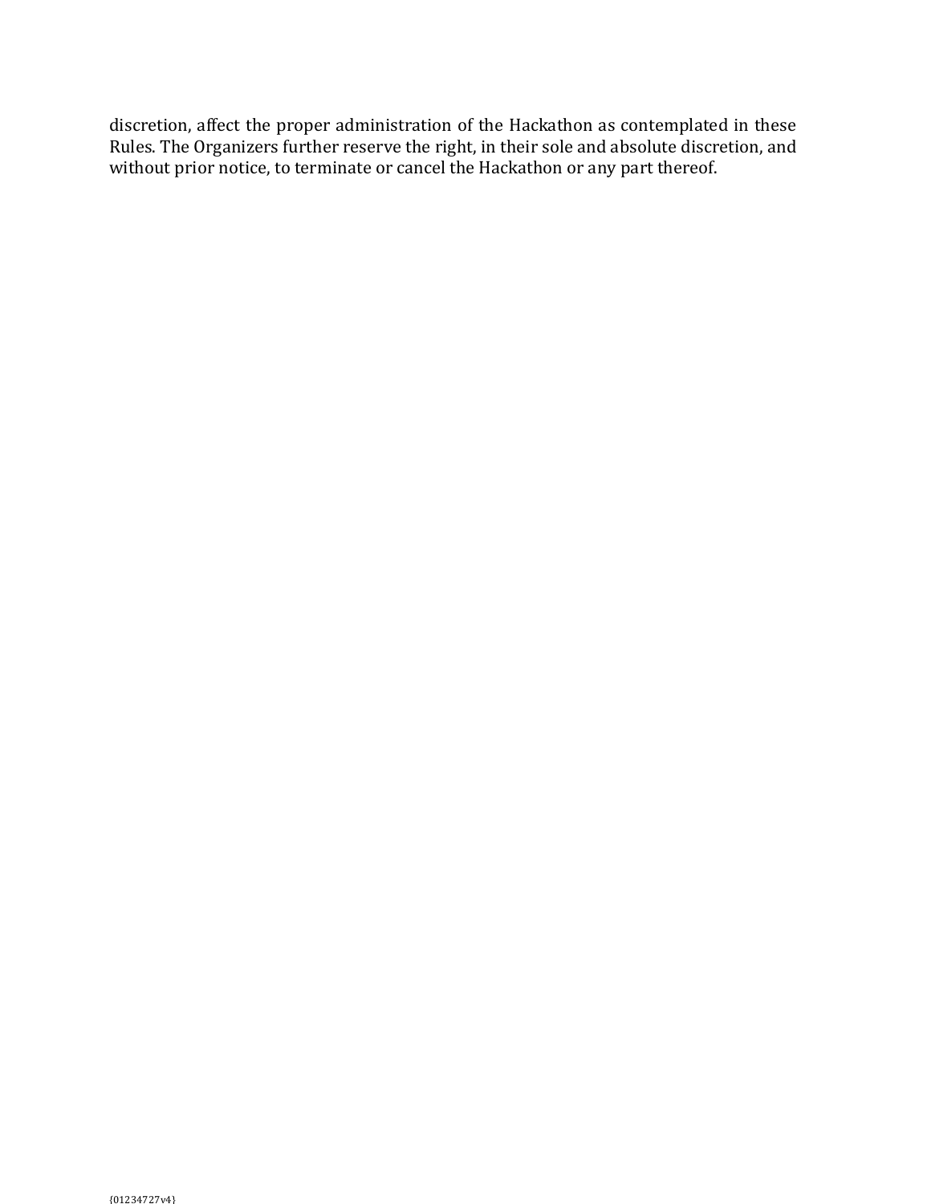discretion, affect the proper administration of the Hackathon as contemplated in these Rules. The Organizers further reserve the right, in their sole and absolute discretion, and without prior notice, to terminate or cancel the Hackathon or any part thereof.